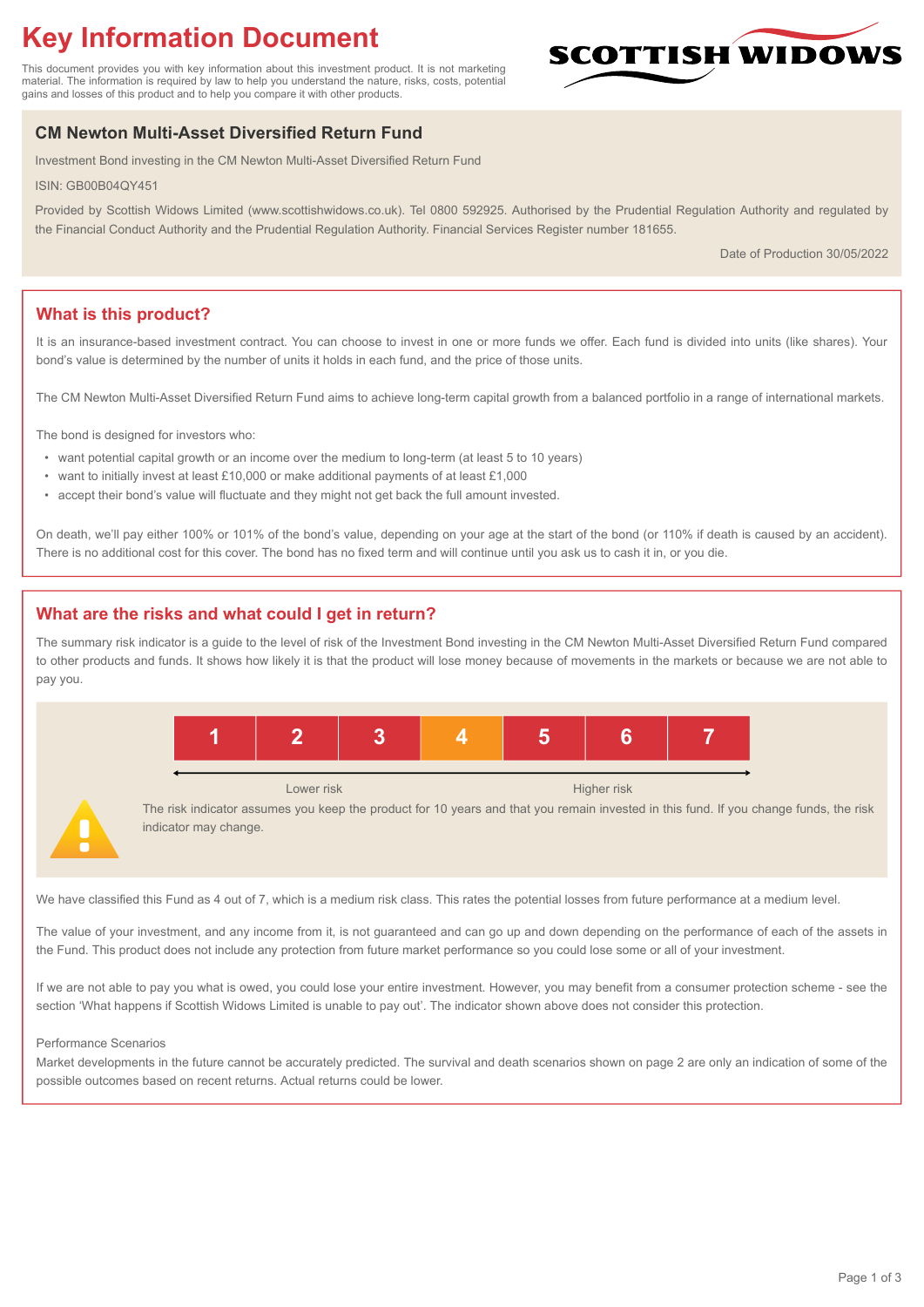# Key Information Document

This document provides you with key information about this investment product. It is not marketing material. The information is required by law to help you understand the nature, risks, costs, potential gains and losses of this product and to help you compare it with other products.

SCOTTISH WIDOWS

## CM Newton Multi-Asset Diversified Return Fund

Investment Bond investing in the CM Newton Multi-Asset Diversified Return Fund

ISIN: GB00B04QY451

Provided by Scottish Widows Limited (www.scottishwidows.co.uk). Tel 0800 592925. Authorised by the Prudential Regulation Authority and regulated by the Financial Conduct Authority and the Prudential Regulation Authority. Financial Services Register number 181655.

Date of Production 30/05/2022

## What is this product?

It is an insurance-based investment contract. You can choose to invest in one or more funds we offer. Each fund is divided into units (like shares). Your bond's value is determined by the number of units it holds in each fund, and the price of those units.

The CM Newton Multi-Asset Diversified Return Fund aims to achieve long-term capital growth from a balanced portfolio in a range of international markets.

The bond is designed for investors who:

- want potential capital growth or an income over the medium to long-term (at least 5 to 10 years)
- want to initially invest at least £10,000 or make additional payments of at least £1,000
- accept their bond's value will fluctuate and they might not get back the full amount invested.

On death, we'll pay either 100% or 101% of the bond's value, depending on your age at the start of the bond (or 110% if death is caused by an accident). There is no additional cost for this cover. The bond has no fixed term and will continue until you ask us to cash it in, or you die.

## What are the risks and what could I get in return?

The summary risk indicator is a guide to the level of risk of the Investment Bond investing in the CM Newton Multi-Asset Diversified Return Fund compared to other products and funds. It shows how likely it is that the product will lose money because of movements in the markets or because we are not able to pay you.

| 1 | 2 | 3 | **4** | 5 | 6 | 7 |
|---|---|---|---|---|---|---|

Lower risk ← → Higher risk

The risk indicator assumes you keep the product for 10 years and that you remain invested in this fund. If you change funds, the risk indicator may change.

We have classified this Fund as 4 out of 7, which is a medium risk class. This rates the potential losses from future performance at a medium level.

The value of your investment, and any income from it, is not guaranteed and can go up and down depending on the performance of each of the assets in the Fund. This product does not include any protection from future market performance so you could lose some or all of your investment.

If we are not able to pay you what is owed, you could lose your entire investment. However, you may benefit from a consumer protection scheme - see the section 'What happens if Scottish Widows Limited is unable to pay out'. The indicator shown above does not consider this protection.

Performance Scenarios

Market developments in the future cannot be accurately predicted. The survival and death scenarios shown on page 2 are only an indication of some of the possible outcomes based on recent returns. Actual returns could be lower.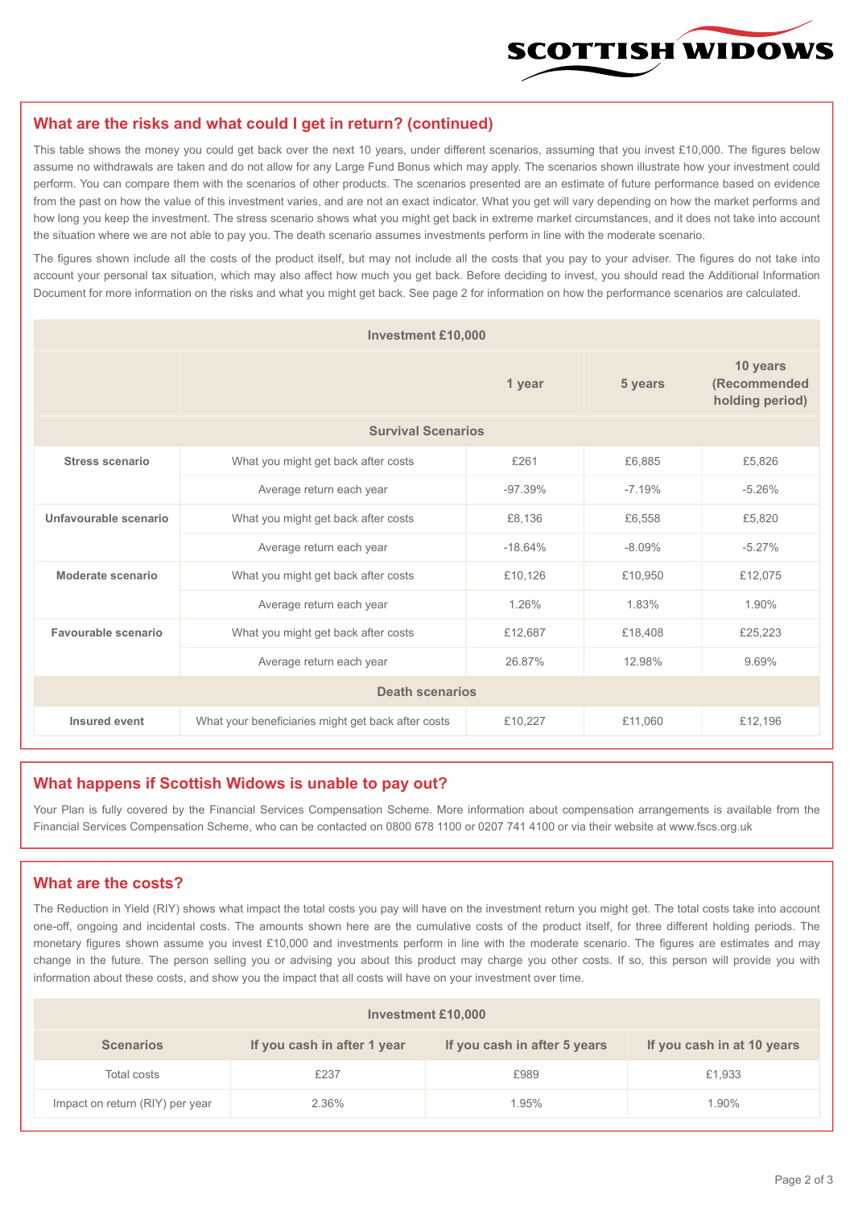## What are the risks and what could I get in return? (continued)

This table shows the money you could get back over the next 10 years, under different scenarios, assuming that you invest £10,000. The figures below assume no withdrawals are taken and do not allow for any Large Fund Bonus which may apply. The scenarios shown illustrate how your investment could perform. You can compare them with the scenarios of other products. The scenarios presented are an estimate of future performance based on evidence from the past on how the value of this investment varies, and are not an exact indicator. What you get will vary depending on how the market performs and how long you keep the investment. The stress scenario shows what you might get back in extreme market circumstances, and it does not take into account the situation where we are not able to pay you. The death scenario assumes investments perform in line with the moderate scenario.

The figures shown include all the costs of the product itself, but may not include all the costs that you pay to your adviser. The figures do not take into account your personal tax situation, which may also affect how much you get back. Before deciding to invest, you should read the Additional Information Document for more information on the risks and what you might get back. See page 2 for information on how the performance scenarios are calculated.

| Investment £10,000 | | | | |
|---|---|---|---|---|
| | | 1 year | 5 years | 10 years (Recommended holding period) |
| **Survival Scenarios** | | | | |
| **Stress scenario** | What you might get back after costs | £261 | £6,885 | £5,826 |
| | Average return each year | -97.39% | -7.19% | -5.26% |
| **Unfavourable scenario** | What you might get back after costs | £8,136 | £6,558 | £5,820 |
| | Average return each year | -18.64% | -8.09% | -5.27% |
| **Moderate scenario** | What you might get back after costs | £10,126 | £10,950 | £12,075 |
| | Average return each year | 1.26% | 1.83% | 1.90% |
| **Favourable scenario** | What you might get back after costs | £12,687 | £18,408 | £25,223 |
| | Average return each year | 26.87% | 12.98% | 9.69% |
| **Death scenarios** | | | | |
| **Insured event** | What your beneficiaries might get back after costs | £10,227 | £11,060 | £12,196 |

## What happens if Scottish Widows is unable to pay out?

Your Plan is fully covered by the Financial Services Compensation Scheme. More information about compensation arrangements is available from the Financial Services Compensation Scheme, who can be contacted on 0800 678 1100 or 0207 741 4100 or via their website at www.fscs.org.uk

## What are the costs?

The Reduction in Yield (RIY) shows what impact the total costs you pay will have on the investment return you might get. The total costs take into account one-off, ongoing and incidental costs. The amounts shown here are the cumulative costs of the product itself, for three different holding periods. The monetary figures shown assume you invest £10,000 and investments perform in line with the moderate scenario. The figures are estimates and may change in the future. The person selling you or advising you about this product may charge you other costs. If so, this person will provide you with information about these costs, and show you the impact that all costs will have on your investment over time.

| Investment £10,000 | | | |
|---|---|---|---|
| **Scenarios** | **If you cash in after 1 year** | **If you cash in after 5 years** | **If you cash in at 10 years** |
| Total costs | £237 | £989 | £1,933 |
| Impact on return (RIY) per year | 2.36% | 1.95% | 1.90% |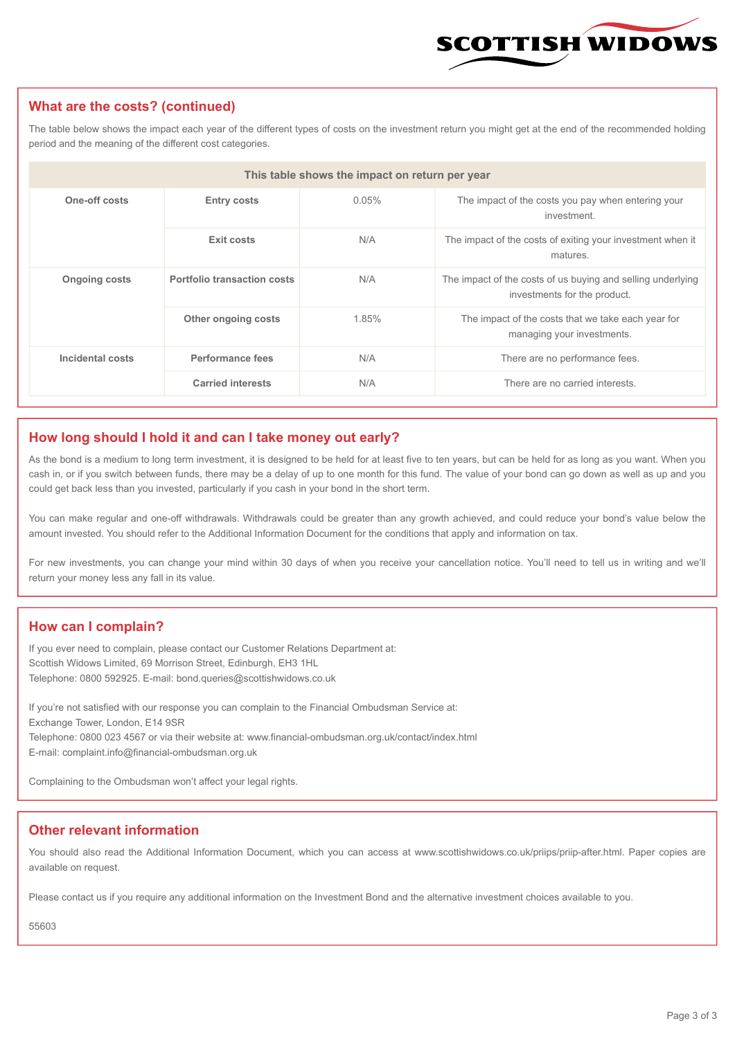## What are the costs? (continued)

The table below shows the impact each year of the different types of costs on the investment return you might get at the end of the recommended holding period and the meaning of the different cost categories.

| This table shows the impact on return per year | | | |
|---|---|---|---|
| **One-off costs** | **Entry costs** | 0.05% | The impact of the costs you pay when entering your investment. |
| | **Exit costs** | N/A | The impact of the costs of exiting your investment when it matures. |
| **Ongoing costs** | **Portfolio transaction costs** | N/A | The impact of the costs of us buying and selling underlying investments for the product. |
| | **Other ongoing costs** | 1.85% | The impact of the costs that we take each year for managing your investments. |
| **Incidental costs** | **Performance fees** | N/A | There are no performance fees. |
| | **Carried interests** | N/A | There are no carried interests. |

## How long should I hold it and can I take money out early?

As the bond is a medium to long term investment, it is designed to be held for at least five to ten years, but can be held for as long as you want. When you cash in, or if you switch between funds, there may be a delay of up to one month for this fund. The value of your bond can go down as well as up and you could get back less than you invested, particularly if you cash in your bond in the short term.

You can make regular and one-off withdrawals. Withdrawals could be greater than any growth achieved, and could reduce your bond's value below the amount invested. You should refer to the Additional Information Document for the conditions that apply and information on tax.

For new investments, you can change your mind within 30 days of when you receive your cancellation notice. You'll need to tell us in writing and we'll return your money less any fall in its value.

## How can I complain?

If you ever need to complain, please contact our Customer Relations Department at:
Scottish Widows Limited, 69 Morrison Street, Edinburgh, EH3 1HL
Telephone: 0800 592925. E-mail: bond.queries@scottishwidows.co.uk

If you're not satisfied with our response you can complain to the Financial Ombudsman Service at:
Exchange Tower, London, E14 9SR
Telephone: 0800 023 4567 or via their website at: www.financial-ombudsman.org.uk/contact/index.html
E-mail: complaint.info@financial-ombudsman.org.uk

Complaining to the Ombudsman won't affect your legal rights.

## Other relevant information

You should also read the Additional Information Document, which you can access at www.scottishwidows.co.uk/priips/priip-after.html. Paper copies are available on request.

Please contact us if you require any additional information on the Investment Bond and the alternative investment choices available to you.

55603